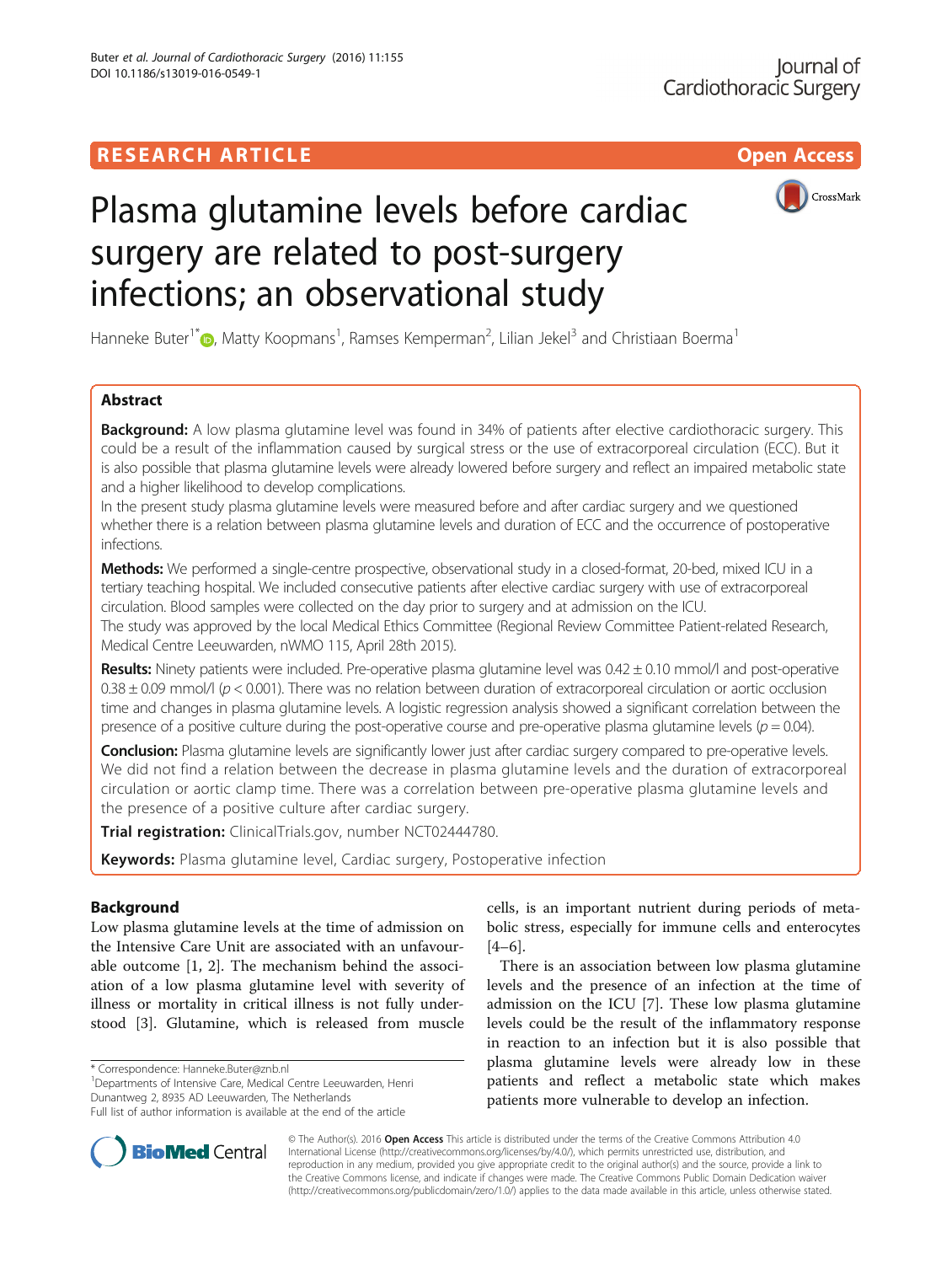RESEARCH ARTICLE

Open Access

# Plasma glutamine levels before cardiac surgery are related to post-surgery infections; an observational study

Hanneke Buter[1*], Matty Koopmans[1], Ramses Kemperman[2], Lilian Jekel[3] and Christiaan Boerma[1]

## Abstract

**Background:** A low plasma glutamine level was found in 34% of patients after elective cardiothoracic surgery. This could be a result of the inflammation caused by surgical stress or the use of extracorporeal circulation (ECC). But it is also possible that plasma glutamine levels were already lowered before surgery and reflect an impaired metabolic state and a higher likelihood to develop complications.

In the present study plasma glutamine levels were measured before and after cardiac surgery and we questioned whether there is a relation between plasma glutamine levels and duration of ECC and the occurrence of postoperative infections.

**Methods:** We performed a single-centre prospective, observational study in a closed-format, 20-bed, mixed ICU in a tertiary teaching hospital. We included consecutive patients after elective cardiac surgery with use of extracorporeal circulation. Blood samples were collected on the day prior to surgery and at admission on the ICU.

The study was approved by the local Medical Ethics Committee (Regional Review Committee Patient-related Research, Medical Centre Leeuwarden, nWMO 115, April 28th 2015).

**Results:** Ninety patients were included. Pre-operative plasma glutamine level was $0.42 \pm 0.10$ mmol/l and post-operative $0.38 \pm 0.09$ mmol/l ($p < 0.001$). There was no relation between duration of extracorporeal circulation or aortic occlusion time and changes in plasma glutamine levels. A logistic regression analysis showed a significant correlation between the presence of a positive culture during the post-operative course and pre-operative plasma glutamine levels ($p = 0.04$).

**Conclusion:** Plasma glutamine levels are significantly lower just after cardiac surgery compared to pre-operative levels. We did not find a relation between the decrease in plasma glutamine levels and the duration of extracorporeal circulation or aortic clamp time. There was a correlation between pre-operative plasma glutamine levels and the presence of a positive culture after cardiac surgery.

**Trial registration:** ClinicalTrials.gov, number NCT02444780.

**Keywords:** Plasma glutamine level, Cardiac surgery, Postoperative infection

## Background

Low plasma glutamine levels at the time of admission on the Intensive Care Unit are associated with an unfavourable outcome [1, 2]. The mechanism behind the association of a low plasma glutamine level with severity of illness or mortality in critical illness is not fully understood [3]. Glutamine, which is released from muscle cells, is an important nutrient during periods of metabolic stress, especially for immune cells and enterocytes [4–6].

There is an association between low plasma glutamine levels and the presence of an infection at the time of admission on the ICU [7]. These low plasma glutamine levels could be the result of the inflammatory response in reaction to an infection but it is also possible that plasma glutamine levels were already low in these patients and reflect a metabolic state which makes patients more vulnerable to develop an infection.

* Correspondence: Hanneke.Buter@znb.nl
[1]Departments of Intensive Care, Medical Centre Leeuwarden, Henri Dunantweg 2, 8935 AD Leeuwarden, The Netherlands
Full list of author information is available at the end of the article

© The Author(s). 2016 **Open Access** This article is distributed under the terms of the Creative Commons Attribution 4.0 International License (http://creativecommons.org/licenses/by/4.0/), which permits unrestricted use, distribution, and reproduction in any medium, provided you give appropriate credit to the original author(s) and the source, provide a link to the Creative Commons license, and indicate if changes were made. The Creative Commons Public Domain Dedication waiver (http://creativecommons.org/publicdomain/zero/1.0/) applies to the data made available in this article, unless otherwise stated.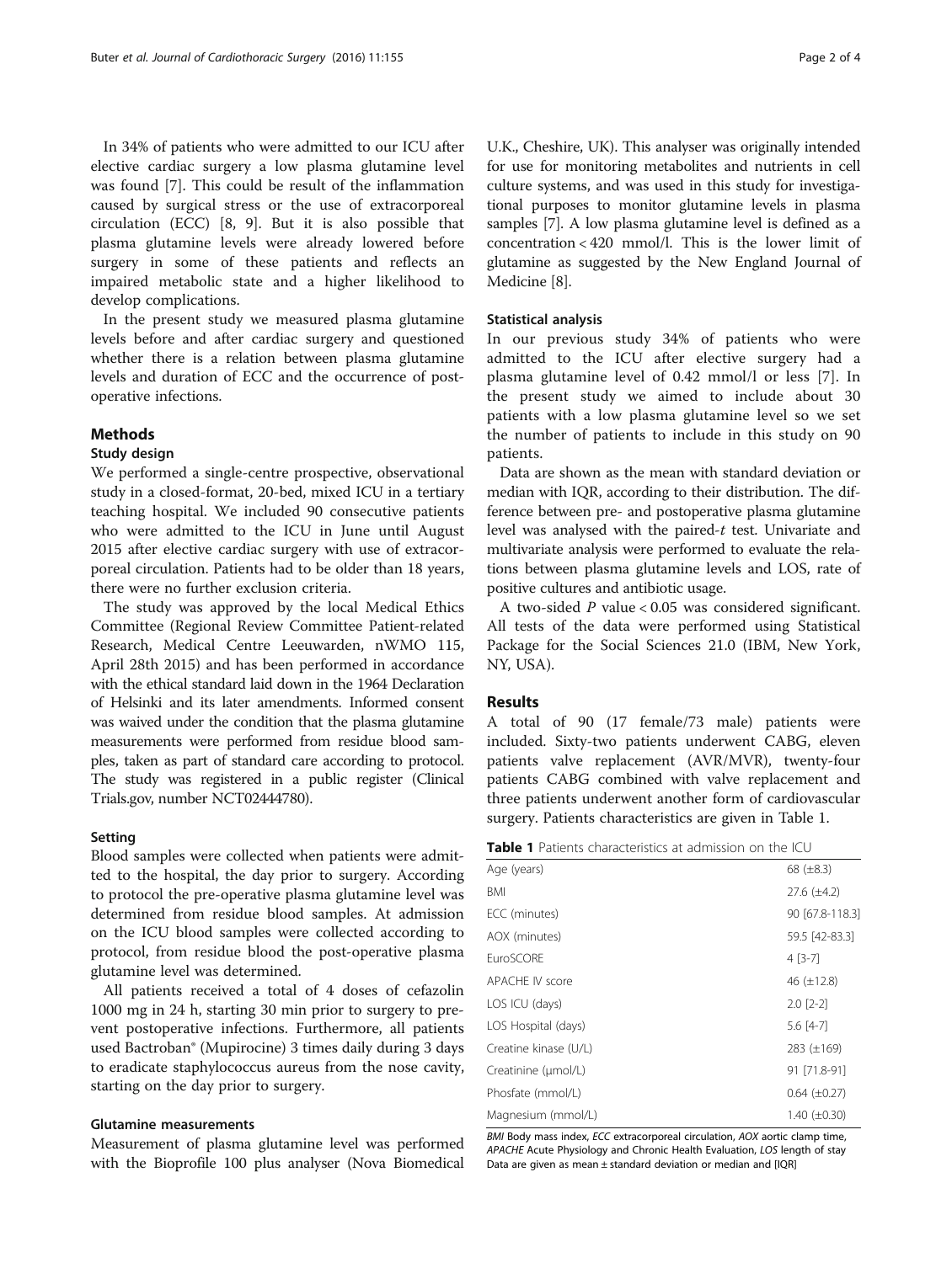In 34% of patients who were admitted to our ICU after elective cardiac surgery a low plasma glutamine level was found [7]. This could be result of the inflammation caused by surgical stress or the use of extracorporeal circulation (ECC) [8, 9]. But it is also possible that plasma glutamine levels were already lowered before surgery in some of these patients and reflects an impaired metabolic state and a higher likelihood to develop complications.

In the present study we measured plasma glutamine levels before and after cardiac surgery and questioned whether there is a relation between plasma glutamine levels and duration of ECC and the occurrence of postoperative infections.

## Methods

### Study design

We performed a single-centre prospective, observational study in a closed-format, 20-bed, mixed ICU in a tertiary teaching hospital. We included 90 consecutive patients who were admitted to the ICU in June until August 2015 after elective cardiac surgery with use of extracorporeal circulation. Patients had to be older than 18 years, there were no further exclusion criteria.

The study was approved by the local Medical Ethics Committee (Regional Review Committee Patient-related Research, Medical Centre Leeuwarden, nWMO 115, April 28th 2015) and has been performed in accordance with the ethical standard laid down in the 1964 Declaration of Helsinki and its later amendments. Informed consent was waived under the condition that the plasma glutamine measurements were performed from residue blood samples, taken as part of standard care according to protocol. The study was registered in a public register (Clinical Trials.gov, number NCT02444780).

### Setting

Blood samples were collected when patients were admitted to the hospital, the day prior to surgery. According to protocol the pre-operative plasma glutamine level was determined from residue blood samples. At admission on the ICU blood samples were collected according to protocol, from residue blood the post-operative plasma glutamine level was determined.

All patients received a total of 4 doses of cefazolin 1000 mg in 24 h, starting 30 min prior to surgery to prevent postoperative infections. Furthermore, all patients used Bactroban® (Mupirocine) 3 times daily during 3 days to eradicate staphylococcus aureus from the nose cavity, starting on the day prior to surgery.

### Glutamine measurements

Measurement of plasma glutamine level was performed with the Bioprofile 100 plus analyser (Nova Biomedical U.K., Cheshire, UK). This analyser was originally intended for use for monitoring metabolites and nutrients in cell culture systems, and was used in this study for investigational purposes to monitor glutamine levels in plasma samples [7]. A low plasma glutamine level is defined as a concentration < 420 mmol/l. This is the lower limit of glutamine as suggested by the New England Journal of Medicine [8].

### Statistical analysis

In our previous study 34% of patients who were admitted to the ICU after elective surgery had a plasma glutamine level of 0.42 mmol/l or less [7]. In the present study we aimed to include about 30 patients with a low plasma glutamine level so we set the number of patients to include in this study on 90 patients.

Data are shown as the mean with standard deviation or median with IQR, according to their distribution. The difference between pre- and postoperative plasma glutamine level was analysed with the paired-$t$ test. Univariate and multivariate analysis were performed to evaluate the relations between plasma glutamine levels and LOS, rate of positive cultures and antibiotic usage.

A two-sided $P$ value < 0.05 was considered significant. All tests of the data were performed using Statistical Package for the Social Sciences 21.0 (IBM, New York, NY, USA).

## Results

A total of 90 (17 female/73 male) patients were included. Sixty-two patients underwent CABG, eleven patients valve replacement (AVR/MVR), twenty-four patients CABG combined with valve replacement and three patients underwent another form of cardiovascular surgery. Patients characteristics are given in Table 1.

**Table 1** Patients characteristics at admission on the ICU

| | |
|---|---|
| Age (years) | 68 (±8.3) |
| BMI | 27.6 (±4.2) |
| ECC (minutes) | 90 [67.8-118.3] |
| AOX (minutes) | 59.5 [42-83.3] |
| EuroSCORE | 4 [3-7] |
| APACHE IV score | 46 (±12.8) |
| LOS ICU (days) | 2.0 [2-2] |
| LOS Hospital (days) | 5.6 [4-7] |
| Creatine kinase (U/L) | 283 (±169) |
| Creatinine (μmol/L) | 91 [71.8-91] |
| Phosfate (mmol/L) | 0.64 (±0.27) |
| Magnesium (mmol/L) | 1.40 (±0.30) |

*BMI* Body mass index, *ECC* extracorporeal circulation, *AOX* aortic clamp time, *APACHE* Acute Physiology and Chronic Health Evaluation, *LOS* length of stay
Data are given as mean ± standard deviation or median and [IQR]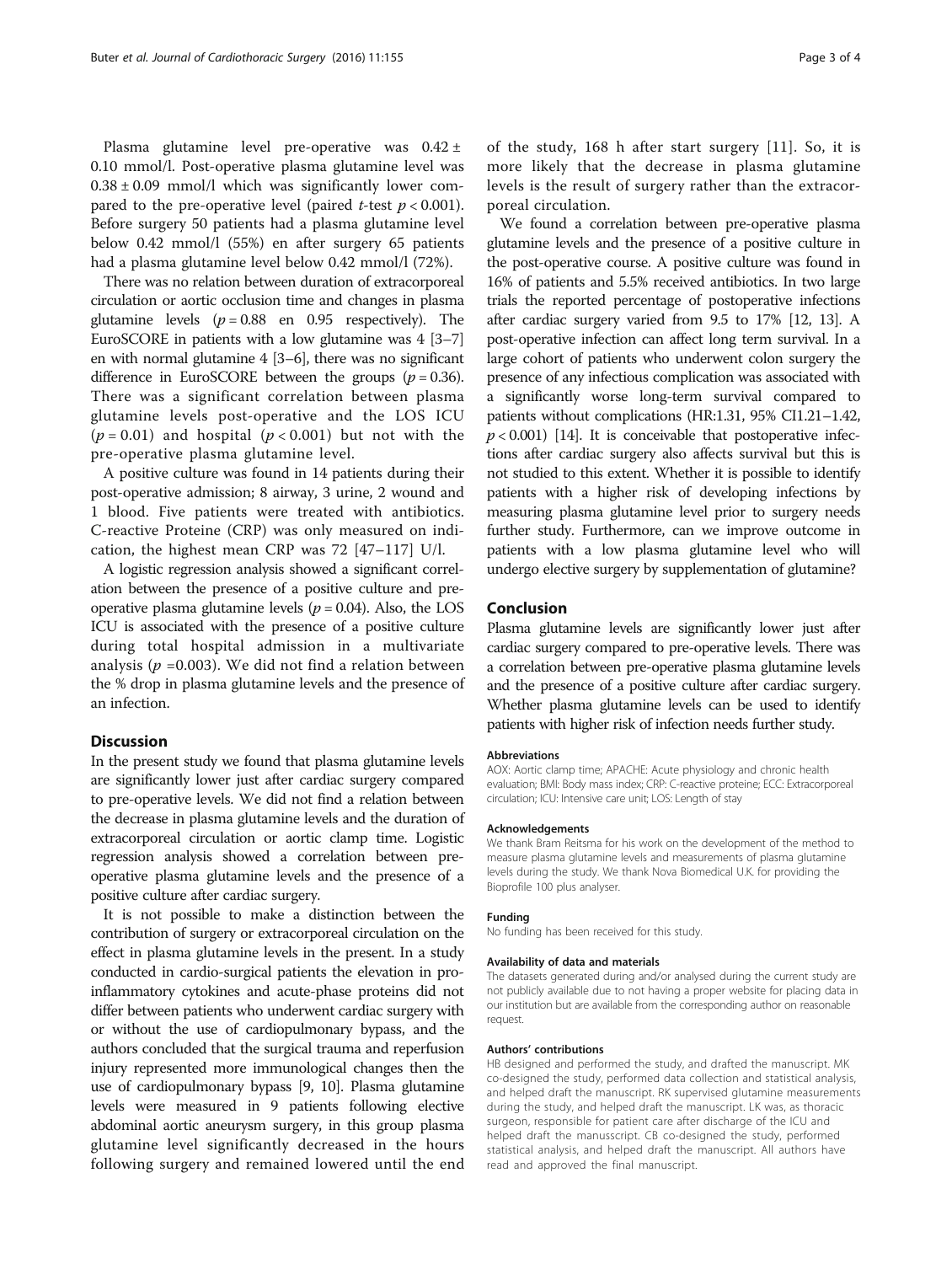Plasma glutamine level pre-operative was 0.42 ± 0.10 mmol/l. Post-operative plasma glutamine level was 0.38 ± 0.09 mmol/l which was significantly lower compared to the pre-operative level (paired *t*-test $p < 0.001$). Before surgery 50 patients had a plasma glutamine level below 0.42 mmol/l (55%) en after surgery 65 patients had a plasma glutamine level below 0.42 mmol/l (72%).

There was no relation between duration of extracorporeal circulation or aortic occlusion time and changes in plasma glutamine levels ($p = 0.88$ en 0.95 respectively). The EuroSCORE in patients with a low glutamine was 4 [3–7] en with normal glutamine 4 [3–6], there was no significant difference in EuroSCORE between the groups ($p = 0.36$). There was a significant correlation between plasma glutamine levels post-operative and the LOS ICU ($p = 0.01$) and hospital ($p < 0.001$) but not with the pre-operative plasma glutamine level.

A positive culture was found in 14 patients during their post-operative admission; 8 airway, 3 urine, 2 wound and 1 blood. Five patients were treated with antibiotics. C-reactive Proteine (CRP) was only measured on indication, the highest mean CRP was 72 [47–117] U/l.

A logistic regression analysis showed a significant correlation between the presence of a positive culture and pre-operative plasma glutamine levels ($p = 0.04$). Also, the LOS ICU is associated with the presence of a positive culture during total hospital admission in a multivariate analysis ($p = 0.003$). We did not find a relation between the % drop in plasma glutamine levels and the presence of an infection.

## Discussion

In the present study we found that plasma glutamine levels are significantly lower just after cardiac surgery compared to pre-operative levels. We did not find a relation between the decrease in plasma glutamine levels and the duration of extracorporeal circulation or aortic clamp time. Logistic regression analysis showed a correlation between pre-operative plasma glutamine levels and the presence of a positive culture after cardiac surgery.

It is not possible to make a distinction between the contribution of surgery or extracorporeal circulation on the effect in plasma glutamine levels in the present. In a study conducted in cardio-surgical patients the elevation in pro-inflammatory cytokines and acute-phase proteins did not differ between patients who underwent cardiac surgery with or without the use of cardiopulmonary bypass, and the authors concluded that the surgical trauma and reperfusion injury represented more immunological changes then the use of cardiopulmonary bypass [9, 10]. Plasma glutamine levels were measured in 9 patients following elective abdominal aortic aneurysm surgery, in this group plasma glutamine level significantly decreased in the hours following surgery and remained lowered until the end of the study, 168 h after start surgery [11]. So, it is more likely that the decrease in plasma glutamine levels is the result of surgery rather than the extracorporeal circulation.

We found a correlation between pre-operative plasma glutamine levels and the presence of a positive culture in the post-operative course. A positive culture was found in 16% of patients and 5.5% received antibiotics. In two large trials the reported percentage of postoperative infections after cardiac surgery varied from 9.5 to 17% [12, 13]. A post-operative infection can affect long term survival. In a large cohort of patients who underwent colon surgery the presence of any infectious complication was associated with a significantly worse long-term survival compared to patients without complications (HR:1.31, 95% CI1.21–1.42, $p < 0.001$) [14]. It is conceivable that postoperative infections after cardiac surgery also affects survival but this is not studied to this extent. Whether it is possible to identify patients with a higher risk of developing infections by measuring plasma glutamine level prior to surgery needs further study. Furthermore, can we improve outcome in patients with a low plasma glutamine level who will undergo elective surgery by supplementation of glutamine?

## Conclusion

Plasma glutamine levels are significantly lower just after cardiac surgery compared to pre-operative levels. There was a correlation between pre-operative plasma glutamine levels and the presence of a positive culture after cardiac surgery. Whether plasma glutamine levels can be used to identify patients with higher risk of infection needs further study.

#### Abbreviations

AOX: Aortic clamp time; APACHE: Acute physiology and chronic health evaluation; BMI: Body mass index; CRP: C-reactive proteine; ECC: Extracorporeal circulation; ICU: Intensive care unit; LOS: Length of stay

#### Acknowledgements

We thank Bram Reitsma for his work on the development of the method to measure plasma glutamine levels and measurements of plasma glutamine levels during the study. We thank Nova Biomedical U.K. for providing the Bioprofile 100 plus analyser.

#### Funding

No funding has been received for this study.

#### Availability of data and materials

The datasets generated during and/or analysed during the current study are not publicly available due to not having a proper website for placing data in our institution but are available from the corresponding author on reasonable request.

#### Authors' contributions

HB designed and performed the study, and drafted the manuscript. MK co-designed the study, performed data collection and statistical analysis, and helped draft the manuscript. RK supervised glutamine measurements during the study, and helped draft the manuscript. LK was, as thoracic surgeon, responsible for patient care after discharge of the ICU and helped draft the manusscript. CB co-designed the study, performed statistical analysis, and helped draft the manuscript. All authors have read and approved the final manuscript.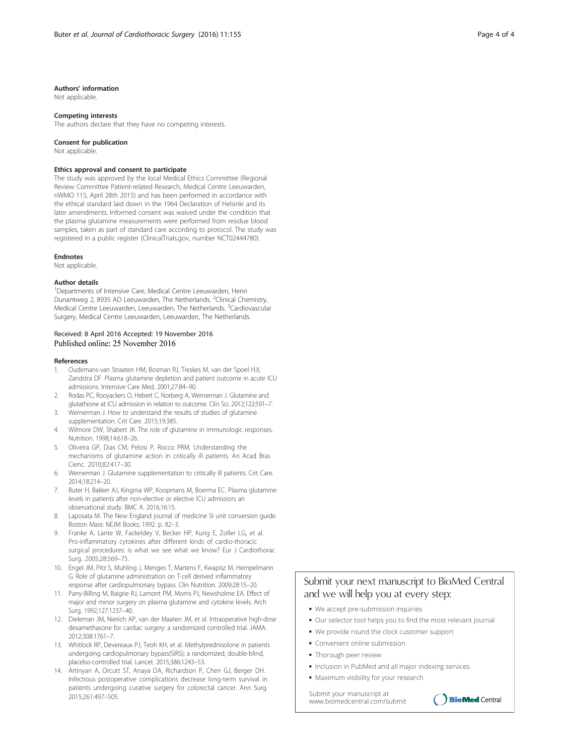### Authors' information

Not applicable.

### Competing interests

The authors declare that they have no competing interests.

### Consent for publication

Not applicable.

### Ethics approval and consent to participate

The study was approved by the local Medical Ethics Committee (Regional Review Committee Patient-related Research, Medical Centre Leeuwarden, nWMO 115, April 28th 2015) and has been performed in accordance with the ethical standard laid down in the 1964 Declaration of Helsinki and its later amendments. Informed consent was waived under the condition that the plasma glutamine measurements were performed from residue blood samples, taken as part of standard care according to protocol. The study was registered in a public register (ClinicalTrials.gov, number NCT02444780).

### Endnotes

Not applicable.

### Author details

[1]Departments of Intensive Care, Medical Centre Leeuwarden, Henri Dunantweg 2, 8935 AD Leeuwarden, The Netherlands. [2]Clinical Chemistry, Medical Centre Leeuwarden, Leeuwarden, The Netherlands. [3]Cardiovascular Surgery, Medical Centre Leeuwarden, Leeuwarden, The Netherlands.

Received: 8 April 2016 Accepted: 19 November 2016
Published online: 25 November 2016

### References

1. Oudemans-van Straaten HM, Bosman RJ, Treskes M, van der Spoel HJI, Zandstra DF. Plasma glutamine depletion and patient outcome in acute ICU admissions. Intensive Care Med. 2001;27:84–90.
2. Rodas PC, Rooyackers O, Hebert C, Norberg A, Wernerman J. Glutamine and glutathione at ICU admission in relation to outcome. Clin Sci. 2012;122:591–7.
3. Wernerman J. How to understand the results of studies of glutamine supplementation. Crit Care. 2015;19:385.
4. Wilmore DW, Shabert JK. The role of glutamine in immunologic responses. Nutrition. 1998;14:618–26.
5. Oliveira GP, Dias CM, Pelosi P, Rocco PRM. Understanding the mechanisms of glutamine action in critically ill patients. An Acad Bras Cienc. 2010;82:417–30.
6. Wernerman J. Glutamine supplementation to critically ill patients. Crit Care. 2014;18:214–20.
7. Buter H, Bakker AJ, Kingma WP, Koopmans M, Boerma EC. Plasma glutamine levels in patients after non-elective or elective ICU admission; an observational study. BMC A. 2016;16:15.
8. Laposata M. The New England journal of medicine SI unit conversion guide. Boston Mass: NEJM Books; 1992. p. 82–3.
9. Franke A, Lante W, Fackeldey V, Becker HP, Kurig E, Zoller LG, et al. Pro-inflammatory cytokines after different kinds of cardio-thoracic surgical procedures: is what we see what we know? Eur J Cardiothorac Surg. 2005;28:569–75.
10. Engel JM, Pitz S, Muhling J, Menges T, Martens F, Kwapisz M, Hempelmann G. Role of glutamine administration on T-cell derived inflammatory response after cardiopulmonary bypass. Clin Nutrition. 2009;28:15–20.
11. Parry-Billing M, Baigrie RJ, Lamont PM, Morris PJ, Newsholme EA. Effect of major and minor surgery on plasma glutamine and cytokine levels. Arch Surg. 1992;127:1237–40.
12. Dieleman JM, Nierich AP, van der Maaten JM, et al. Intraoperative high-dose dexamethasone for cardiac surgery: a randomized controlled trial. JAMA. 2012;308:1761–7.
13. Whitlock RP, Devereaux PJ, Teoh KH, et al. Methylprednisolone in patients undergoing cardiopulmonary bypass(SIRS): a randomized, double-blind, placebo-controlled trial. Lancet. 2015;386:1243–53.
14. Artinyan A, Orcutt ST, Anaya DA, Richardson P, Chen GJ, Berger DH. Infectious postoperative complications decrease long-term survival in patients undergoing curative surgery for colorectal cancer. Ann Surg. 2015;261:497–505.

Submit your next manuscript to BioMed Central and we will help you at every step:

- We accept pre-submission inquiries
- Our selector tool helps you to find the most relevant journal
- We provide round the clock customer support
- Convenient online submission
- Thorough peer review
- Inclusion in PubMed and all major indexing services
- Maximum visibility for your research

Submit your manuscript at
www.biomedcentral.com/submit

BioMed Central